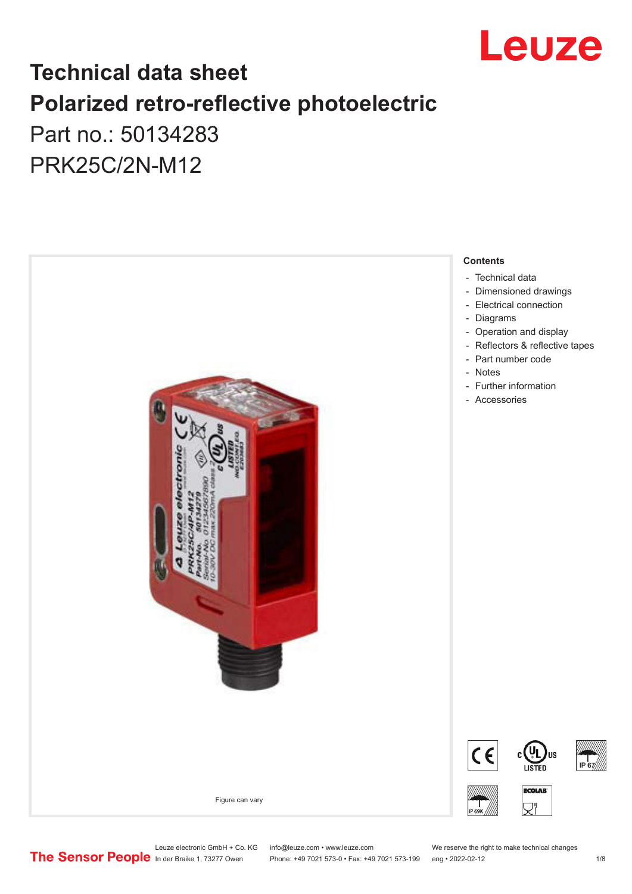# Technical data sheet
# Polarized retro-reflective photoelectric

Part no.: 50134283

PRK25C/2N-M12

Figure can vary

**Contents**

- Technical data
- Dimensioned drawings
- Electrical connection
- Diagrams
- Operation and display
- Reflectors & reflective tapes
- Part number code
- Notes
- Further information
- Accessories

Leuze electronic GmbH + Co. KG
In der Braike 1, 73277 Owen

info@leuze.com • www.leuze.com
Phone: +49 7021 573-0 • Fax: +49 7021 573-199

We reserve the right to make technical changes
eng • 2022-02-12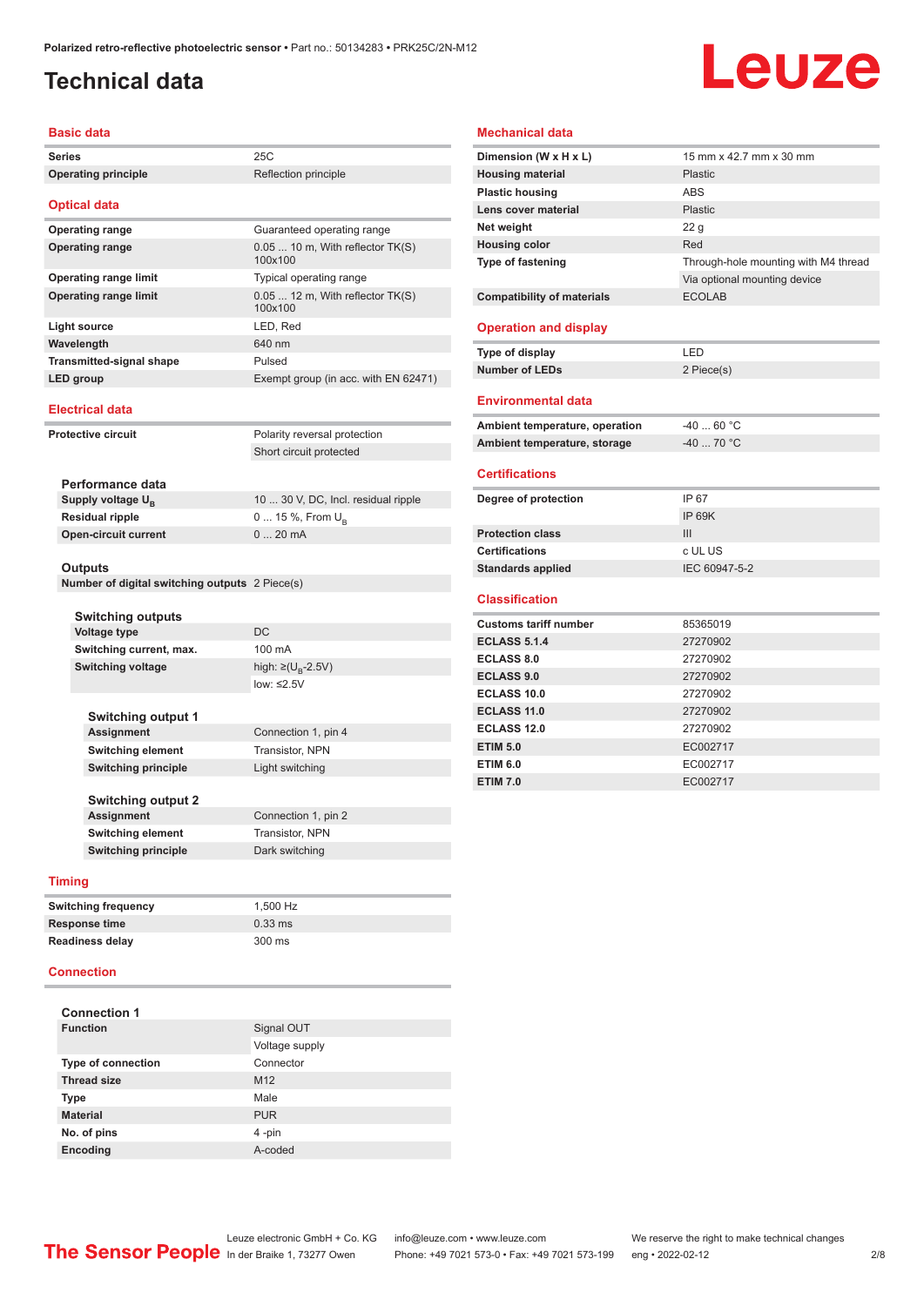# Technical data

## Basic data

| | |
|---|---|
| **Series** | 25C |
| **Operating principle** | Reflection principle |

## Optical data

| | |
|---|---|
| **Operating range** | Guaranteed operating range |
| **Operating range** | 0.05 ... 10 m, With reflector TK(S) 100x100 |
| **Operating range limit** | Typical operating range |
| **Operating range limit** | 0.05 ... 12 m, With reflector TK(S) 100x100 |
| **Light source** | LED, Red |
| **Wavelength** | 640 nm |
| **Transmitted-signal shape** | Pulsed |
| **LED group** | Exempt group (in acc. with EN 62471) |

## Electrical data

| | |
|---|---|
| **Protective circuit** | Polarity reversal protection |
| | Short circuit protected |

### Performance data

| | |
|---|---|
| **Supply voltage $U_B$** | 10 ... 30 V, DC, Incl. residual ripple |
| **Residual ripple** | 0 ... 15 %, From $U_B$ |
| **Open-circuit current** | 0 ... 20 mA |

### Outputs

| | |
|---|---|
| **Number of digital switching outputs** | 2 Piece(s) |

#### Switching outputs

| | |
|---|---|
| **Voltage type** | DC |
| **Switching current, max.** | 100 mA |
| **Switching voltage** | high: ≥($U_B$-2.5V) |
| | low: ≤2.5V |

##### Switching output 1

| | |
|---|---|
| **Assignment** | Connection 1, pin 4 |
| **Switching element** | Transistor, NPN |
| **Switching principle** | Light switching |

##### Switching output 2

| | |
|---|---|
| **Assignment** | Connection 1, pin 2 |
| **Switching element** | Transistor, NPN |
| **Switching principle** | Dark switching |

## Timing

| | |
|---|---|
| **Switching frequency** | 1,500 Hz |
| **Response time** | 0.33 ms |
| **Readiness delay** | 300 ms |

## Connection

### Connection 1

| | |
|---|---|
| **Function** | Signal OUT |
| | Voltage supply |
| **Type of connection** | Connector |
| **Thread size** | M12 |
| **Type** | Male |
| **Material** | PUR |
| **No. of pins** | 4 -pin |
| **Encoding** | A-coded |

## Mechanical data

| | |
|---|---|
| **Dimension (W x H x L)** | 15 mm x 42.7 mm x 30 mm |
| **Housing material** | Plastic |
| **Plastic housing** | ABS |
| **Lens cover material** | Plastic |
| **Net weight** | 22 g |
| **Housing color** | Red |
| **Type of fastening** | Through-hole mounting with M4 thread |
| | Via optional mounting device |
| **Compatibility of materials** | ECOLAB |

## Operation and display

| | |
|---|---|
| **Type of display** | LED |
| **Number of LEDs** | 2 Piece(s) |

## Environmental data

| | |
|---|---|
| **Ambient temperature, operation** | -40 ... 60 °C |
| **Ambient temperature, storage** | -40 ... 70 °C |

## Certifications

| | |
|---|---|
| **Degree of protection** | IP 67 |
| | IP 69K |
| **Protection class** | III |
| **Certifications** | c UL US |
| **Standards applied** | IEC 60947-5-2 |

## Classification

| | |
|---|---|
| **Customs tariff number** | 85365019 |
| **ECLASS 5.1.4** | 27270902 |
| **ECLASS 8.0** | 27270902 |
| **ECLASS 9.0** | 27270902 |
| **ECLASS 10.0** | 27270902 |
| **ECLASS 11.0** | 27270902 |
| **ECLASS 12.0** | 27270902 |
| **ETIM 5.0** | EC002717 |
| **ETIM 6.0** | EC002717 |
| **ETIM 7.0** | EC002717 |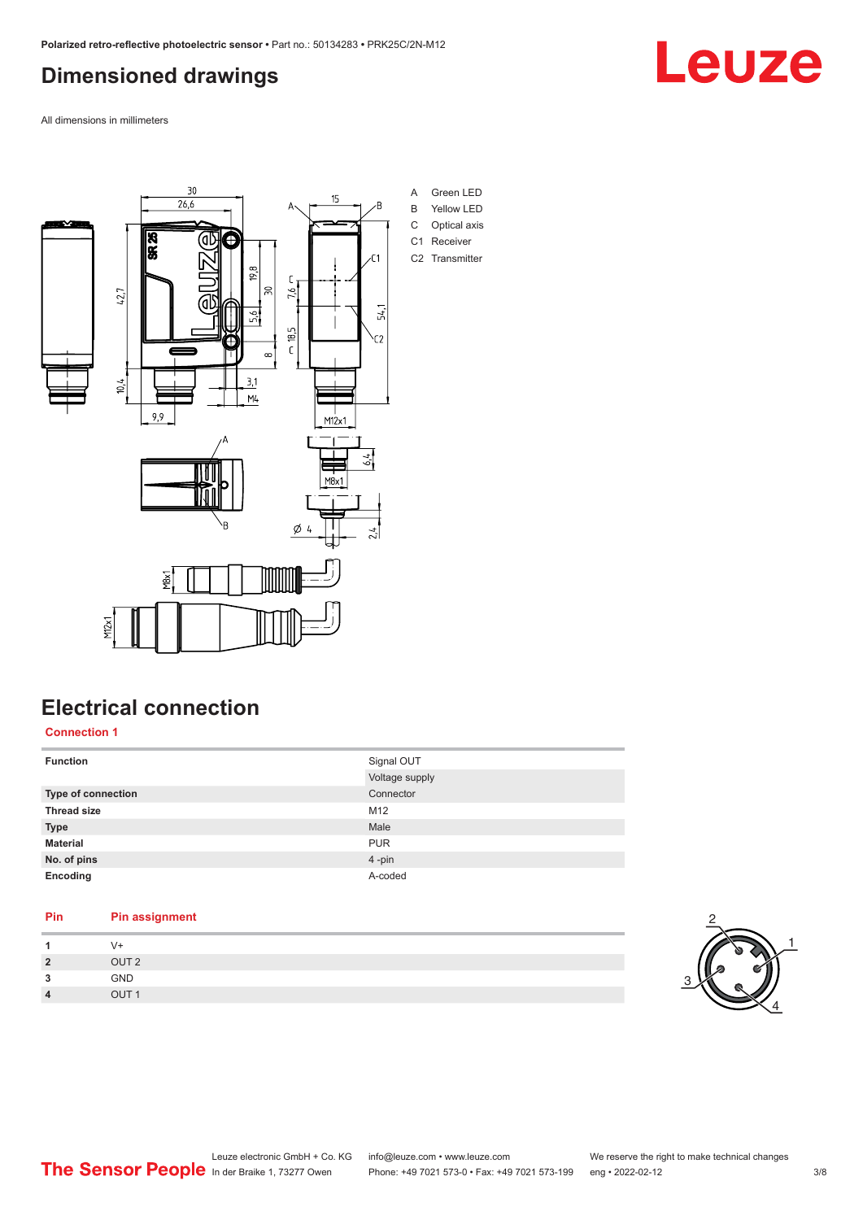## Dimensioned drawings

All dimensions in millimeters

A Green LED
B Yellow LED
C Optical axis
C1 Receiver
C2 Transmitter

## Electrical connection

### Connection 1

| Function | Signal OUT |
|---|---|
| | Voltage supply |
| Type of connection | Connector |
| Thread size | M12 |
| Type | Male |
| Material | PUR |
| No. of pins | 4 -pin |
| Encoding | A-coded |

| Pin | Pin assignment |
|---|---|
| 1 | V+ |
| 2 | OUT 2 |
| 3 | GND |
| 4 | OUT 1 |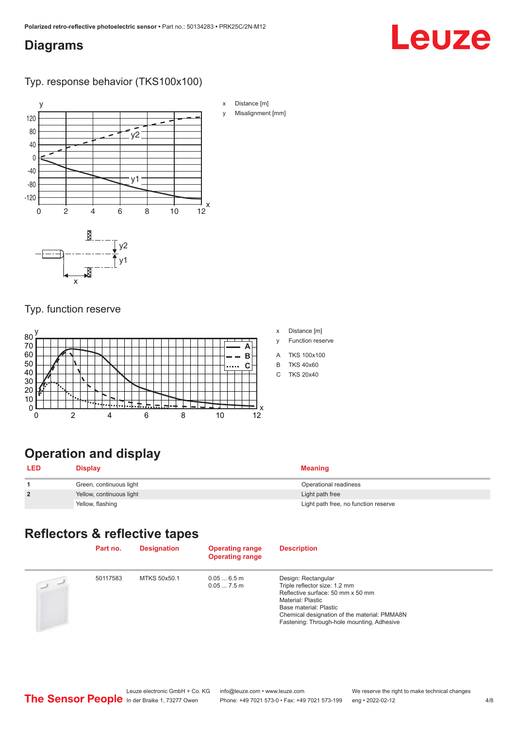## Diagrams

### Typ. response behavior (TKS100x100)

x Distance [m]

y Misalignment [mm]

### Typ. function reserve

x Distance [m]

y Function reserve

A TKS 100x100

B TKS 40x60

C TKS 20x40

## Operation and display

| LED | Display | Meaning |
|---|---|---|
| 1 | Green, continuous light | Operational readiness |
| 2 | Yellow, continuous light | Light path free |
| | Yellow, flashing | Light path free, no function reserve |

## Reflectors & reflective tapes

| | Part no. | Designation | Operating range<br>Operating range | Description |
|---|---|---|---|---|
| | 50117583 | MTKS 50x50.1 | 0.05 ... 6.5 m<br>0.05 ... 7.5 m | Design: Rectangular<br>Triple reflector size: 1.2 mm<br>Reflective surface: 50 mm x 50 mm<br>Material: Plastic<br>Base material: Plastic<br>Chemical designation of the material: PMMA8N<br>Fastening: Through-hole mounting, Adhesive |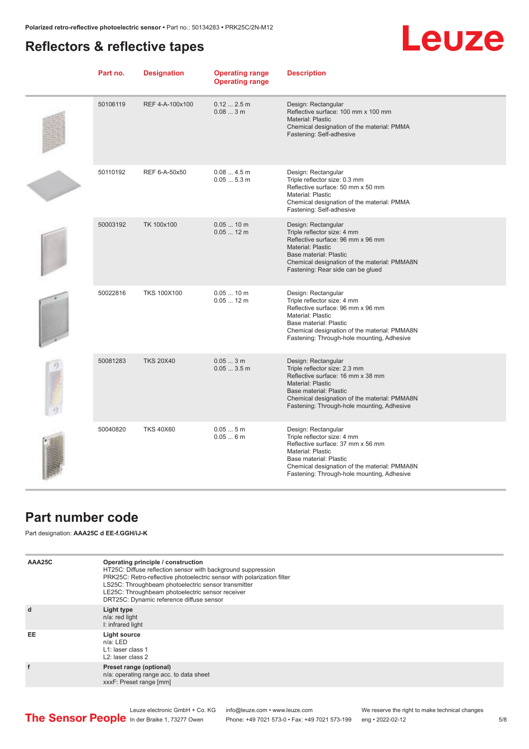# Reflectors & reflective tapes

| Part no. | Designation | Operating range<br>Operating range | Description |
|---|---|---|---|
| 50106119 | REF 4-A-100x100 | 0.12 ... 2.5 m<br>0.08 ... 3 m | Design: Rectangular<br>Reflective surface: 100 mm x 100 mm<br>Material: Plastic<br>Chemical designation of the material: PMMA<br>Fastening: Self-adhesive |
| 50110192 | REF 6-A-50x50 | 0.08 ... 4.5 m<br>0.05 ... 5.3 m | Design: Rectangular<br>Triple reflector size: 0.3 mm<br>Reflective surface: 50 mm x 50 mm<br>Material: Plastic<br>Chemical designation of the material: PMMA<br>Fastening: Self-adhesive |
| 50003192 | TK 100x100 | 0.05 ... 10 m<br>0.05 ... 12 m | Design: Rectangular<br>Triple reflector size: 4 mm<br>Reflective surface: 96 mm x 96 mm<br>Material: Plastic<br>Base material: Plastic<br>Chemical designation of the material: PMMA8N<br>Fastening: Rear side can be glued |
| 50022816 | TKS 100X100 | 0.05 ... 10 m<br>0.05 ... 12 m | Design: Rectangular<br>Triple reflector size: 4 mm<br>Reflective surface: 96 mm x 96 mm<br>Material: Plastic<br>Base material: Plastic<br>Chemical designation of the material: PMMA8N<br>Fastening: Through-hole mounting, Adhesive |
| 50081283 | TKS 20X40 | 0.05 ... 3 m<br>0.05 ... 3.5 m | Design: Rectangular<br>Triple reflector size: 2.3 mm<br>Reflective surface: 16 mm x 38 mm<br>Material: Plastic<br>Base material: Plastic<br>Chemical designation of the material: PMMA8N<br>Fastening: Through-hole mounting, Adhesive |
| 50040820 | TKS 40X60 | 0.05 ... 5 m<br>0.05 ... 6 m | Design: Rectangular<br>Triple reflector size: 4 mm<br>Reflective surface: 37 mm x 56 mm<br>Material: Plastic<br>Base material: Plastic<br>Chemical designation of the material: PMMA8N<br>Fastening: Through-hole mounting, Adhesive |

# Part number code

Part designation: **AAA25C d EE-f.GGH/iJ-K**

| | |
|---|---|
| **AAA25C** | **Operating principle / construction**<br>HT25C: Diffuse reflection sensor with background suppression<br>PRK25C: Retro-reflective photoelectric sensor with polarization filter<br>LS25C: Throughbeam photoelectric sensor transmitter<br>LE25C: Throughbeam photoelectric sensor receiver<br>DRT25C: Dynamic reference diffuse sensor |
| **d** | **Light type**<br>n/a: red light<br>I: infrared light |
| **EE** | **Light source**<br>n/a: LED<br>L1: laser class 1<br>L2: laser class 2 |
| **f** | **Preset range (optional)**<br>n/a: operating range acc. to data sheet<br>xxxF: Preset range [mm] |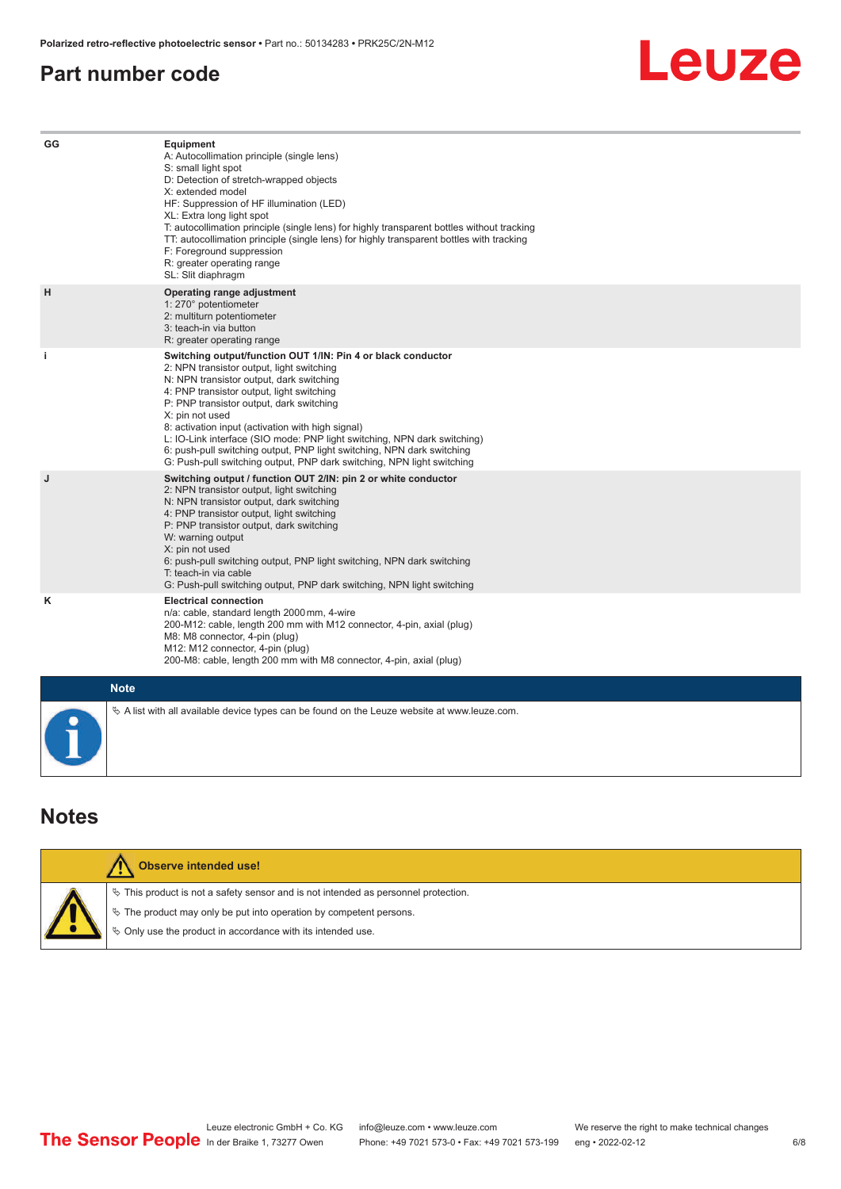## Part number code

| | |
|---|---|
| GG | **Equipment**<br>A: Autocollimation principle (single lens)<br>S: small light spot<br>D: Detection of stretch-wrapped objects<br>X: extended model<br>HF: Suppression of HF illumination (LED)<br>XL: Extra long light spot<br>T: autocollimation principle (single lens) for highly transparent bottles without tracking<br>TT: autocollimation principle (single lens) for highly transparent bottles with tracking<br>F: Foreground suppression<br>R: greater operating range<br>SL: Slit diaphragm |
| H | **Operating range adjustment**<br>1: 270° potentiometer<br>2: multiturn potentiometer<br>3: teach-in via button<br>R: greater operating range |
| i | **Switching output/function OUT 1/IN: Pin 4 or black conductor**<br>2: NPN transistor output, light switching<br>N: NPN transistor output, dark switching<br>4: PNP transistor output, light switching<br>P: PNP transistor output, dark switching<br>X: pin not used<br>8: activation input (activation with high signal)<br>L: IO-Link interface (SIO mode: PNP light switching, NPN dark switching)<br>6: push-pull switching output, PNP light switching, NPN dark switching<br>G: Push-pull switching output, PNP dark switching, NPN light switching |
| J | **Switching output / function OUT 2/IN: pin 2 or white conductor**<br>2: NPN transistor output, light switching<br>N: NPN transistor output, dark switching<br>4: PNP transistor output, light switching<br>P: PNP transistor output, dark switching<br>W: warning output<br>X: pin not used<br>6: push-pull switching output, PNP light switching, NPN dark switching<br>T: teach-in via cable<br>G: Push-pull switching output, PNP dark switching, NPN light switching |
| K | **Electrical connection**<br>n/a: cable, standard length 2000 mm, 4-wire<br>200-M12: cable, length 200 mm with M12 connector, 4-pin, axial (plug)<br>M8: M8 connector, 4-pin (plug)<br>M12: M12 connector, 4-pin (plug)<br>200-M8: cable, length 200 mm with M8 connector, 4-pin, axial (plug) |

**Note**

- A list with all available device types can be found on the Leuze website at www.leuze.com.

## Notes

**Observe intended use!**

- This product is not a safety sensor and is not intended as personnel protection.
- The product may only be put into operation by competent persons.
- Only use the product in accordance with its intended use.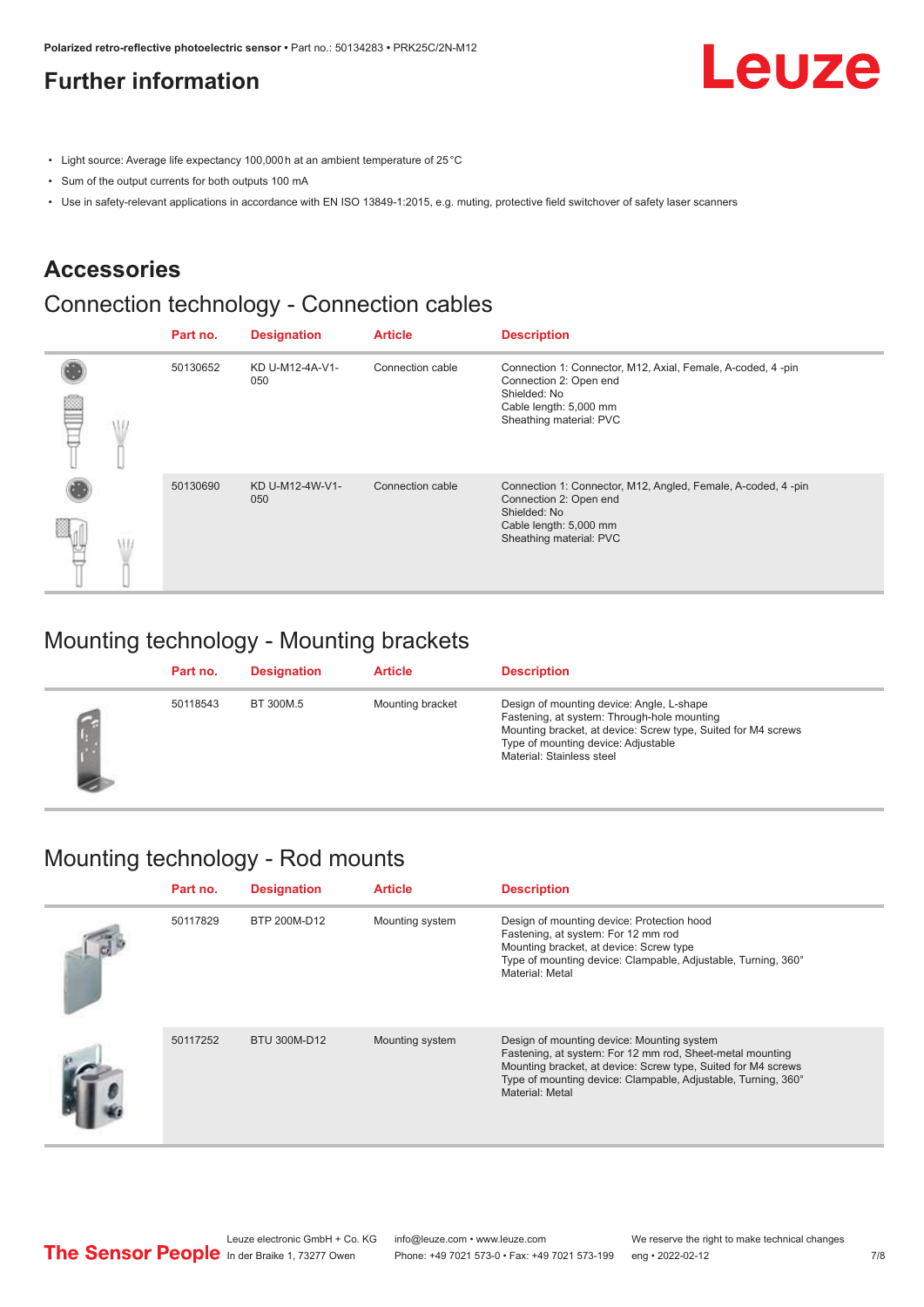# Further information

- Light source: Average life expectancy 100,000 h at an ambient temperature of 25 °C
- Sum of the output currents for both outputs 100 mA
- Use in safety-relevant applications in accordance with EN ISO 13849-1:2015, e.g. muting, protective field switchover of safety laser scanners

## Accessories

### Connection technology - Connection cables

| | Part no. | Designation | Article | Description |
|---|---|---|---|---|
| | 50130652 | KD U-M12-4A-V1-050 | Connection cable | Connection 1: Connector, M12, Axial, Female, A-coded, 4 -pin<br>Connection 2: Open end<br>Shielded: No<br>Cable length: 5,000 mm<br>Sheathing material: PVC |
| | 50130690 | KD U-M12-4W-V1-050 | Connection cable | Connection 1: Connector, M12, Angled, Female, A-coded, 4 -pin<br>Connection 2: Open end<br>Shielded: No<br>Cable length: 5,000 mm<br>Sheathing material: PVC |

### Mounting technology - Mounting brackets

| | Part no. | Designation | Article | Description |
|---|---|---|---|---|
| | 50118543 | BT 300M.5 | Mounting bracket | Design of mounting device: Angle, L-shape<br>Fastening, at system: Through-hole mounting<br>Mounting bracket, at device: Screw type, Suited for M4 screws<br>Type of mounting device: Adjustable<br>Material: Stainless steel |

### Mounting technology - Rod mounts

| | Part no. | Designation | Article | Description |
|---|---|---|---|---|
| | 50117829 | BTP 200M-D12 | Mounting system | Design of mounting device: Protection hood<br>Fastening, at system: For 12 mm rod<br>Mounting bracket, at device: Screw type<br>Type of mounting device: Clampable, Adjustable, Turning, 360°<br>Material: Metal |
| | 50117252 | BTU 300M-D12 | Mounting system | Design of mounting device: Mounting system<br>Fastening, at system: For 12 mm rod, Sheet-metal mounting<br>Mounting bracket, at device: Screw type, Suited for M4 screws<br>Type of mounting device: Clampable, Adjustable, Turning, 360°<br>Material: Metal |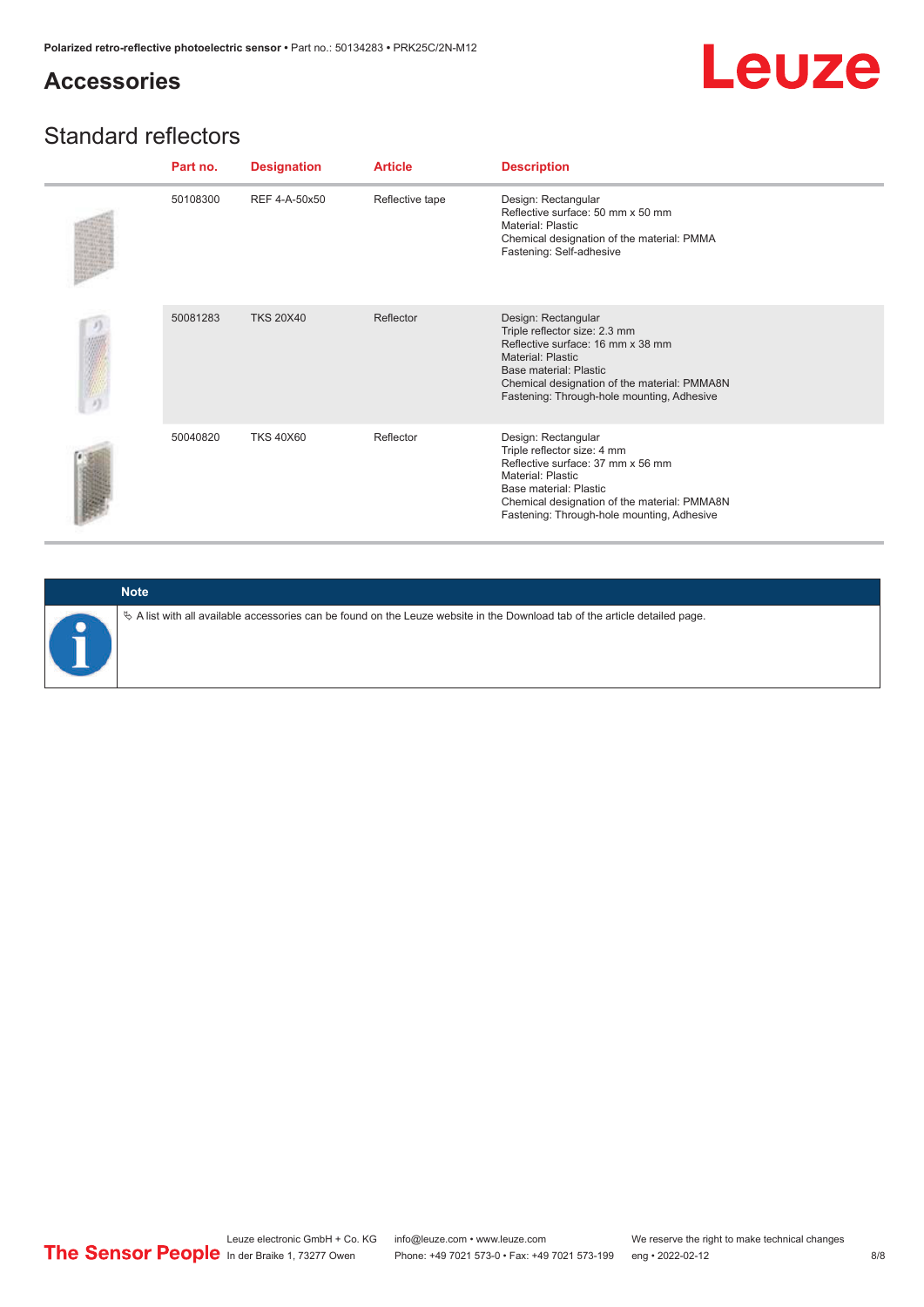## Accessories

### Standard reflectors

| | Part no. | Designation | Article | Description |
|---|---|---|---|---|
| | 50108300 | REF 4-A-50x50 | Reflective tape | Design: Rectangular<br>Reflective surface: 50 mm x 50 mm<br>Material: Plastic<br>Chemical designation of the material: PMMA<br>Fastening: Self-adhesive |
| | 50081283 | TKS 20X40 | Reflector | Design: Rectangular<br>Triple reflector size: 2.3 mm<br>Reflective surface: 16 mm x 38 mm<br>Material: Plastic<br>Base material: Plastic<br>Chemical designation of the material: PMMA8N<br>Fastening: Through-hole mounting, Adhesive |
| | 50040820 | TKS 40X60 | Reflector | Design: Rectangular<br>Triple reflector size: 4 mm<br>Reflective surface: 37 mm x 56 mm<br>Material: Plastic<br>Base material: Plastic<br>Chemical designation of the material: PMMA8N<br>Fastening: Through-hole mounting, Adhesive |

**Note**

↳ A list with all available accessories can be found on the Leuze website in the Download tab of the article detailed page.